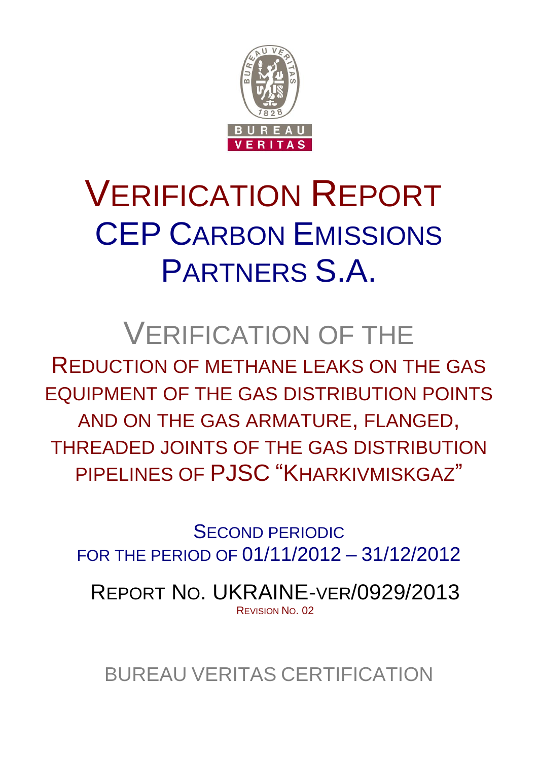# VERIFICATION REPORT

## CEP CARBON EMISSIONS PARTNERS S.A.

# VERIFICATION OF THE

## REDUCTION OF METHANE LEAKS ON THE GAS EQUIPMENT OF THE GAS DISTRIBUTION POINTS AND ON THE GAS ARMATURE, FLANGED, THREADED JOINTS OF THE GAS DISTRIBUTION PIPELINES OF PJSC "KHARKIVMISKGAZ"

SECOND PERIODIC
FOR THE PERIOD OF 01/11/2012 – 31/12/2012

REPORT NO. UKRAINE-VER/0929/2013
REVISION NO. 02

BUREAU VERITAS CERTIFICATION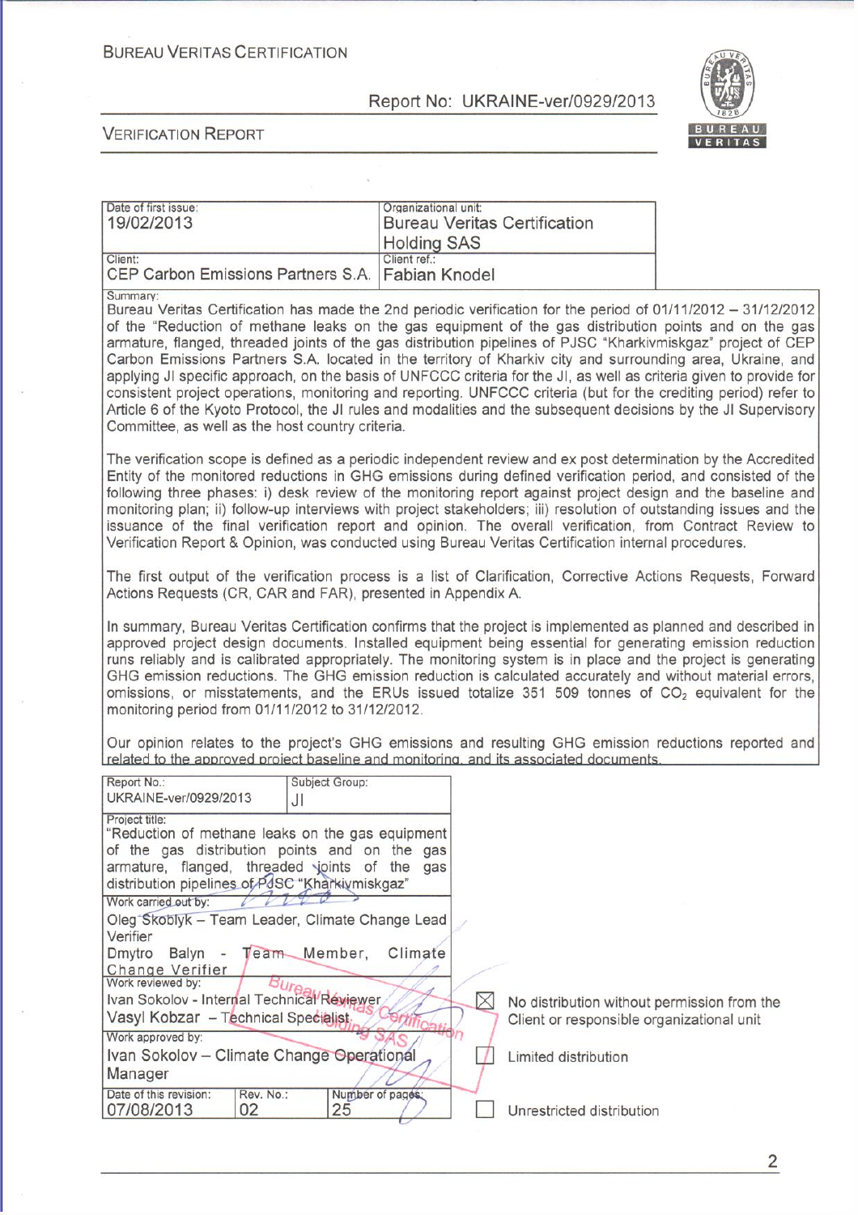| Date of first issue: 19/02/2013 | Organizational unit: Bureau Veritas Certification Holding SAS |
|---|---|
| Client: CEP Carbon Emissions Partners S.A. | Client ref.: Fabian Knodel |

Summary:

Bureau Veritas Certification has made the 2nd periodic verification for the period of 01/11/2012 – 31/12/2012 of the "Reduction of methane leaks on the gas equipment of the gas distribution points and on the gas armature, flanged, threaded joints of the gas distribution pipelines of PJSC "Kharkivmiskgaz" project of CEP Carbon Emissions Partners S.A. located in the territory of Kharkiv city and surrounding area, Ukraine, and applying JI specific approach, on the basis of UNFCCC criteria for the JI, as well as criteria given to provide for consistent project operations, monitoring and reporting. UNFCCC criteria (but for the crediting period) refer to Article 6 of the Kyoto Protocol, the JI rules and modalities and the subsequent decisions by the JI Supervisory Committee, as well as the host country criteria.

The verification scope is defined as a periodic independent review and ex post determination by the Accredited Entity of the monitored reductions in GHG emissions during defined verification period, and consisted of the following three phases: i) desk review of the monitoring report against project design and the baseline and monitoring plan; ii) follow-up interviews with project stakeholders; iii) resolution of outstanding issues and the issuance of the final verification report and opinion. The overall verification, from Contract Review to Verification Report & Opinion, was conducted using Bureau Veritas Certification internal procedures.

The first output of the verification process is a list of Clarification, Corrective Actions Requests, Forward Actions Requests (CR, CAR and FAR), presented in Appendix A.

In summary, Bureau Veritas Certification confirms that the project is implemented as planned and described in approved project design documents. Installed equipment being essential for generating emission reduction runs reliably and is calibrated appropriately. The monitoring system is in place and the project is generating GHG emission reductions. The GHG emission reduction is calculated accurately and without material errors, omissions, or misstatements, and the ERUs issued totalize 351 509 tonnes of $CO_2$ equivalent for the monitoring period from 01/11/2012 to 31/12/2012.

Our opinion relates to the project's GHG emissions and resulting GHG emission reductions reported and related to the approved project baseline and monitoring, and its associated documents.

| Report No.: UKRAINE-ver/0929/2013 | Subject Group: JI | |
|---|---|---|
| Project title: "Reduction of methane leaks on the gas equipment of the gas distribution points and on the gas armature, flanged, threaded joints of the gas distribution pipelines of PJSC "Kharkivmiskgaz" | | |
| Work carried out by: Oleg Skoblyk – Team Leader, Climate Change Lead Verifier; Dmytro Balyn - Team Member, Climate Change Verifier | | |
| Work reviewed by: Ivan Sokolov - Internal Technical Reviewer; Vasyl Kobzar – Technical Specialist | | |
| Work approved by: Ivan Sokolov – Climate Change Operational Manager | | |
| Date of this revision: 07/08/2013 | Rev. No.: 02 | Number of pages: 25 |

- [x] No distribution without permission from the Client or responsible organizational unit
- [ ] Limited distribution
- [ ] Unrestricted distribution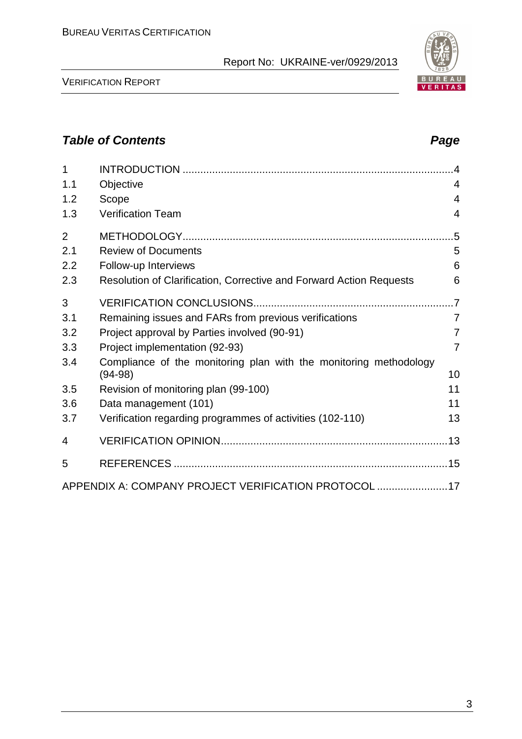## *Table of Contents* *Page*

| | | |
|---|---|---|
| 1 | INTRODUCTION | 4 |
| 1.1 | Objective | 4 |
| 1.2 | Scope | 4 |
| 1.3 | Verification Team | 4 |
| 2 | METHODOLOGY | 5 |
| 2.1 | Review of Documents | 5 |
| 2.2 | Follow-up Interviews | 6 |
| 2.3 | Resolution of Clarification, Corrective and Forward Action Requests | 6 |
| 3 | VERIFICATION CONCLUSIONS | 7 |
| 3.1 | Remaining issues and FARs from previous verifications | 7 |
| 3.2 | Project approval by Parties involved (90-91) | 7 |
| 3.3 | Project implementation (92-93) | 7 |
| 3.4 | Compliance of the monitoring plan with the monitoring methodology (94-98) | 10 |
| 3.5 | Revision of monitoring plan (99-100) | 11 |
| 3.6 | Data management (101) | 11 |
| 3.7 | Verification regarding programmes of activities (102-110) | 13 |
| 4 | VERIFICATION OPINION | 13 |
| 5 | REFERENCES | 15 |
| | APPENDIX A: COMPANY PROJECT VERIFICATION PROTOCOL | 17 |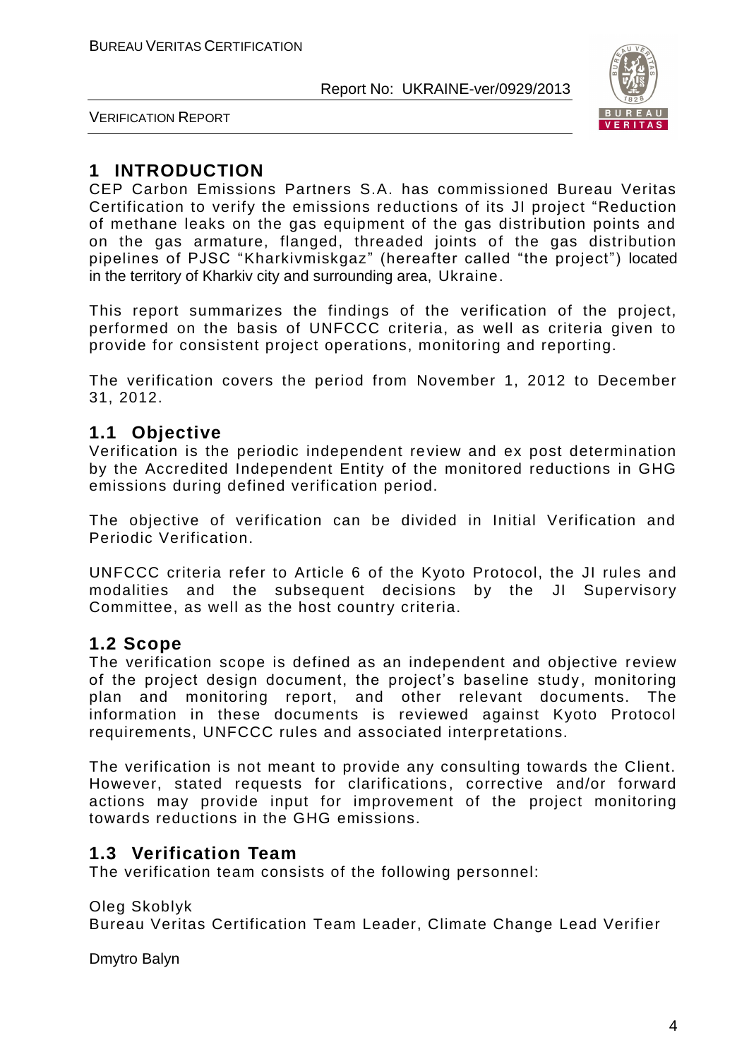# 1 INTRODUCTION

CEP Carbon Emissions Partners S.A. has commissioned Bureau Veritas Certification to verify the emissions reductions of its JI project "Reduction of methane leaks on the gas equipment of the gas distribution points and on the gas armature, flanged, threaded joints of the gas distribution pipelines of PJSC "Kharkivmiskgaz" (hereafter called "the project") located in the territory of Kharkiv city and surrounding area, Ukraine.

This report summarizes the findings of the verification of the project, performed on the basis of UNFCCC criteria, as well as criteria given to provide for consistent project operations, monitoring and reporting.

The verification covers the period from November 1, 2012 to December 31, 2012.

## 1.1 Objective

Verification is the periodic independent review and ex post determination by the Accredited Independent Entity of the monitored reductions in GHG emissions during defined verification period.

The objective of verification can be divided in Initial Verification and Periodic Verification.

UNFCCC criteria refer to Article 6 of the Kyoto Protocol, the JI rules and modalities and the subsequent decisions by the JI Supervisory Committee, as well as the host country criteria.

## 1.2 Scope

The verification scope is defined as an independent and objective review of the project design document, the project's baseline study, monitoring plan and monitoring report, and other relevant documents. The information in these documents is reviewed against Kyoto Protocol requirements, UNFCCC rules and associated interpretations.

The verification is not meant to provide any consulting towards the Client. However, stated requests for clarifications, corrective and/or forward actions may provide input for improvement of the project monitoring towards reductions in the GHG emissions.

## 1.3 Verification Team

The verification team consists of the following personnel:

Oleg Skoblyk
Bureau Veritas Certification Team Leader, Climate Change Lead Verifier

Dmytro Balyn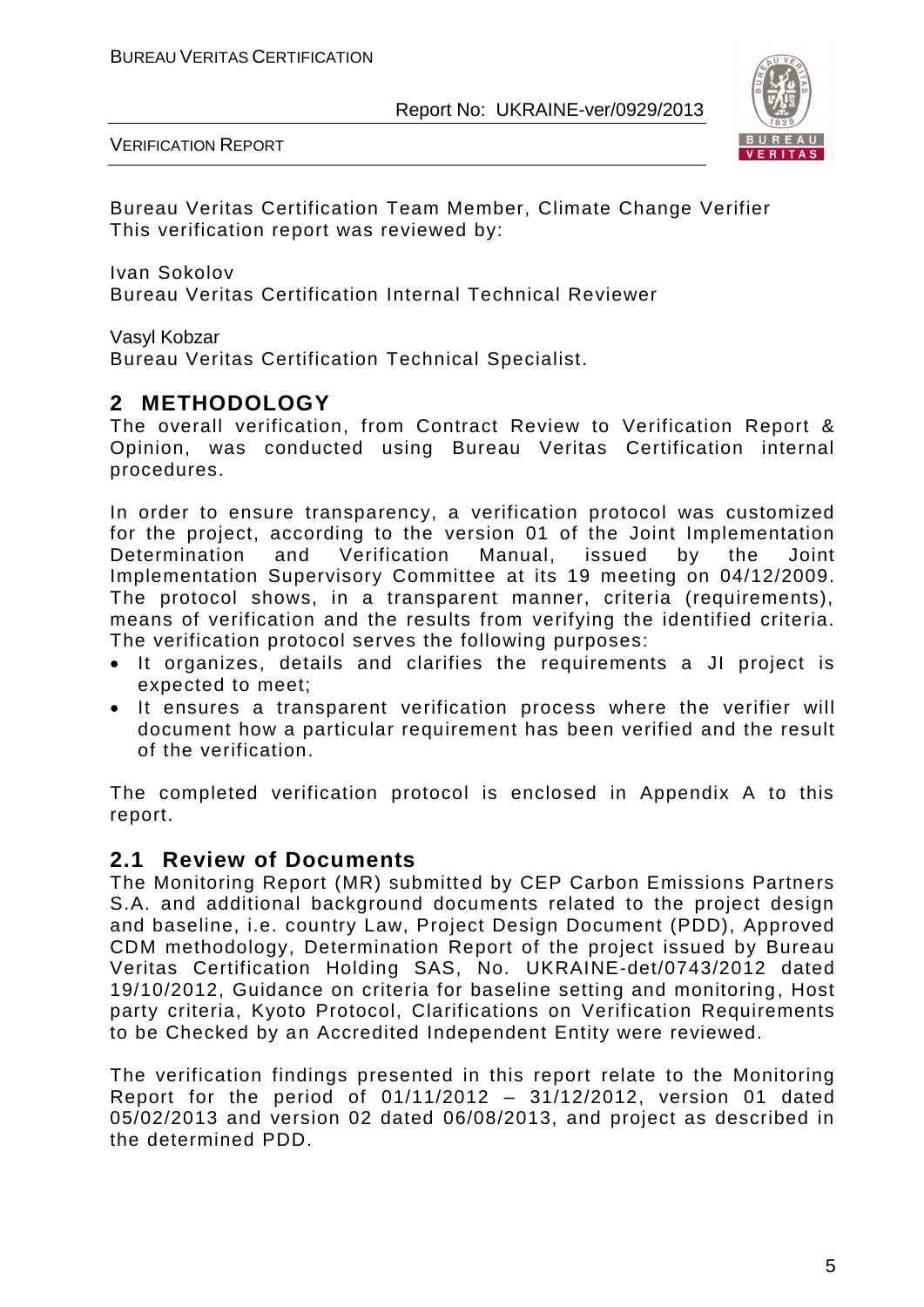Bureau Veritas Certification Team Member, Climate Change Verifier
This verification report was reviewed by:

Ivan Sokolov
Bureau Veritas Certification Internal Technical Reviewer

Vasyl Kobzar
Bureau Veritas Certification Technical Specialist.

## 2 METHODOLOGY

The overall verification, from Contract Review to Verification Report & Opinion, was conducted using Bureau Veritas Certification internal procedures.

In order to ensure transparency, a verification protocol was customized for the project, according to the version 01 of the Joint Implementation Determination and Verification Manual, issued by the Joint Implementation Supervisory Committee at its 19 meeting on 04/12/2009. The protocol shows, in a transparent manner, criteria (requirements), means of verification and the results from verifying the identified criteria. The verification protocol serves the following purposes:

- It organizes, details and clarifies the requirements a JI project is expected to meet;
- It ensures a transparent verification process where the verifier will document how a particular requirement has been verified and the result of the verification.

The completed verification protocol is enclosed in Appendix A to this report.

### 2.1 Review of Documents

The Monitoring Report (MR) submitted by CEP Carbon Emissions Partners S.A. and additional background documents related to the project design and baseline, i.e. country Law, Project Design Document (PDD), Approved CDM methodology, Determination Report of the project issued by Bureau Veritas Certification Holding SAS, No. UKRAINE-det/0743/2012 dated 19/10/2012, Guidance on criteria for baseline setting and monitoring, Host party criteria, Kyoto Protocol, Clarifications on Verification Requirements to be Checked by an Accredited Independent Entity were reviewed.

The verification findings presented in this report relate to the Monitoring Report for the period of 01/11/2012 – 31/12/2012, version 01 dated 05/02/2013 and version 02 dated 06/08/2013, and project as described in the determined PDD.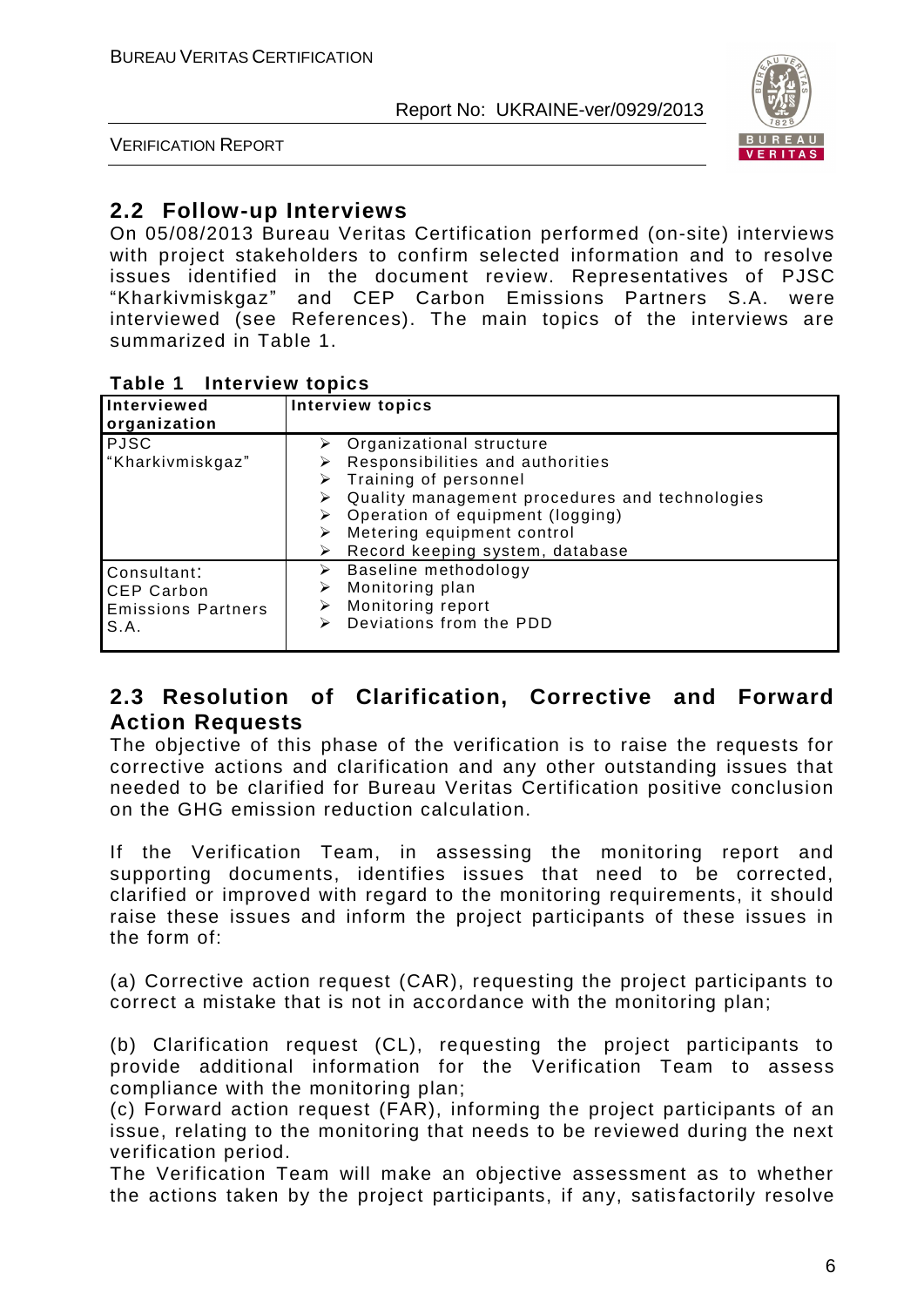## 2.2 Follow-up Interviews

On 05/08/2013 Bureau Veritas Certification performed (on-site) interviews with project stakeholders to confirm selected information and to resolve issues identified in the document review. Representatives of PJSC "Kharkivmiskgaz" and CEP Carbon Emissions Partners S.A. were interviewed (see References). The main topics of the interviews are summarized in Table 1.

**Table 1 Interview topics**

| Interviewed organization | Interview topics |
|---|---|
| PJSC "Kharkivmiskgaz" | ➢ Organizational structure<br>➢ Responsibilities and authorities<br>➢ Training of personnel<br>➢ Quality management procedures and technologies<br>➢ Operation of equipment (logging)<br>➢ Metering equipment control<br>➢ Record keeping system, database |
| Consultant: CEP Carbon Emissions Partners S.A. | ➢ Baseline methodology<br>➢ Monitoring plan<br>➢ Monitoring report<br>➢ Deviations from the PDD |

## 2.3 Resolution of Clarification, Corrective and Forward Action Requests

The objective of this phase of the verification is to raise the requests for corrective actions and clarification and any other outstanding issues that needed to be clarified for Bureau Veritas Certification positive conclusion on the GHG emission reduction calculation.

If the Verification Team, in assessing the monitoring report and supporting documents, identifies issues that need to be corrected, clarified or improved with regard to the monitoring requirements, it should raise these issues and inform the project participants of these issues in the form of:

(a) Corrective action request (CAR), requesting the project participants to correct a mistake that is not in accordance with the monitoring plan;

(b) Clarification request (CL), requesting the project participants to provide additional information for the Verification Team to assess compliance with the monitoring plan;

(c) Forward action request (FAR), informing the project participants of an issue, relating to the monitoring that needs to be reviewed during the next verification period.

The Verification Team will make an objective assessment as to whether the actions taken by the project participants, if any, satisfactorily resolve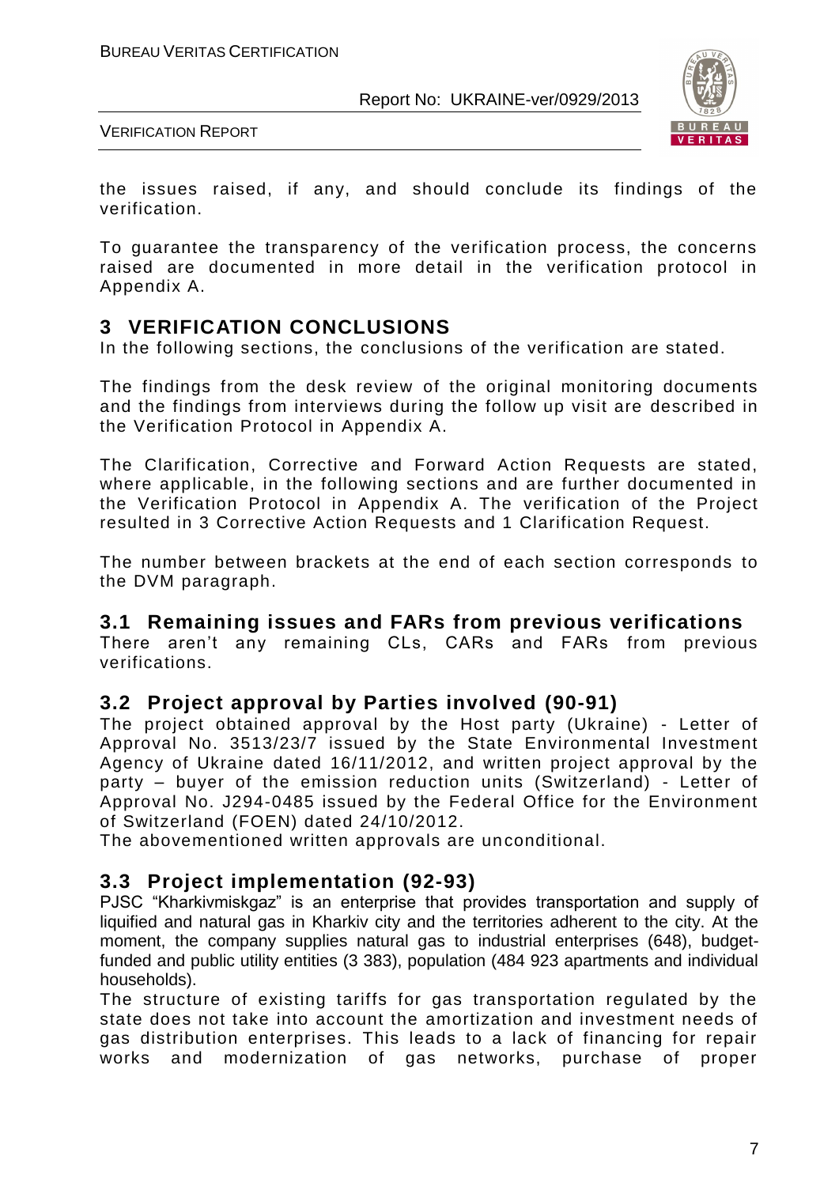the issues raised, if any, and should conclude its findings of the verification.

To guarantee the transparency of the verification process, the concerns raised are documented in more detail in the verification protocol in Appendix A.

# 3 VERIFICATION CONCLUSIONS

In the following sections, the conclusions of the verification are stated.

The findings from the desk review of the original monitoring documents and the findings from interviews during the follow up visit are described in the Verification Protocol in Appendix A.

The Clarification, Corrective and Forward Action Requests are stated, where applicable, in the following sections and are further documented in the Verification Protocol in Appendix A. The verification of the Project resulted in 3 Corrective Action Requests and 1 Clarification Request.

The number between brackets at the end of each section corresponds to the DVM paragraph.

## 3.1 Remaining issues and FARs from previous verifications

There aren't any remaining CLs, CARs and FARs from previous verifications.

## 3.2 Project approval by Parties involved (90-91)

The project obtained approval by the Host party (Ukraine) - Letter of Approval No. 3513/23/7 issued by the State Environmental Investment Agency of Ukraine dated 16/11/2012, and written project approval by the party – buyer of the emission reduction units (Switzerland) - Letter of Approval No. J294-0485 issued by the Federal Office for the Environment of Switzerland (FOEN) dated 24/10/2012.
The abovementioned written approvals are unconditional.

## 3.3 Project implementation (92-93)

PJSC "Kharkivmiskgaz" is an enterprise that provides transportation and supply of liquified and natural gas in Kharkiv city and the territories adherent to the city. At the moment, the company supplies natural gas to industrial enterprises (648), budget-funded and public utility entities (3 383), population (484 923 apartments and individual households).
The structure of existing tariffs for gas transportation regulated by the state does not take into account the amortization and investment needs of gas distribution enterprises. This leads to a lack of financing for repair works and modernization of gas networks, purchase of proper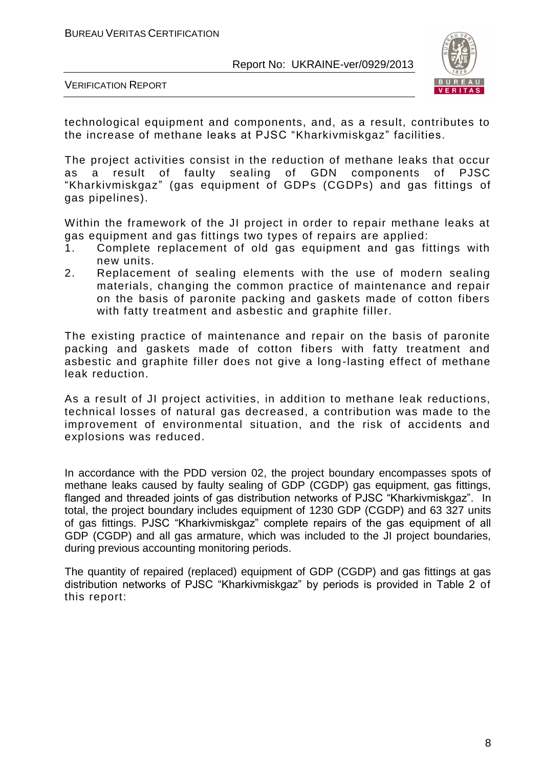technological equipment and components, and, as a result, contributes to the increase of methane leaks at PJSC "Kharkivmiskgaz" facilities.

The project activities consist in the reduction of methane leaks that occur as a result of faulty sealing of GDN components of PJSC "Kharkivmiskgaz" (gas equipment of GDPs (CGDPs) and gas fittings of gas pipelines).

Within the framework of the JI project in order to repair methane leaks at gas equipment and gas fittings two types of repairs are applied:

1. Complete replacement of old gas equipment and gas fittings with new units.
2. Replacement of sealing elements with the use of modern sealing materials, changing the common practice of maintenance and repair on the basis of paronite packing and gaskets made of cotton fibers with fatty treatment and asbestic and graphite filler.

The existing practice of maintenance and repair on the basis of paronite packing and gaskets made of cotton fibers with fatty treatment and asbestic and graphite filler does not give a long-lasting effect of methane leak reduction.

As a result of JI project activities, in addition to methane leak reductions, technical losses of natural gas decreased, a contribution was made to the improvement of environmental situation, and the risk of accidents and explosions was reduced.

In accordance with the PDD version 02, the project boundary encompasses spots of methane leaks caused by faulty sealing of GDP (CGDP) gas equipment, gas fittings, flanged and threaded joints of gas distribution networks of PJSC "Kharkivmiskgaz". In total, the project boundary includes equipment of 1230 GDP (CGDP) and 63 327 units of gas fittings. PJSC "Kharkivmiskgaz" complete repairs of the gas equipment of all GDP (CGDP) and all gas armature, which was included to the JI project boundaries, during previous accounting monitoring periods.

The quantity of repaired (replaced) equipment of GDP (CGDP) and gas fittings at gas distribution networks of PJSC "Kharkivmiskgaz" by periods is provided in Table 2 of this report: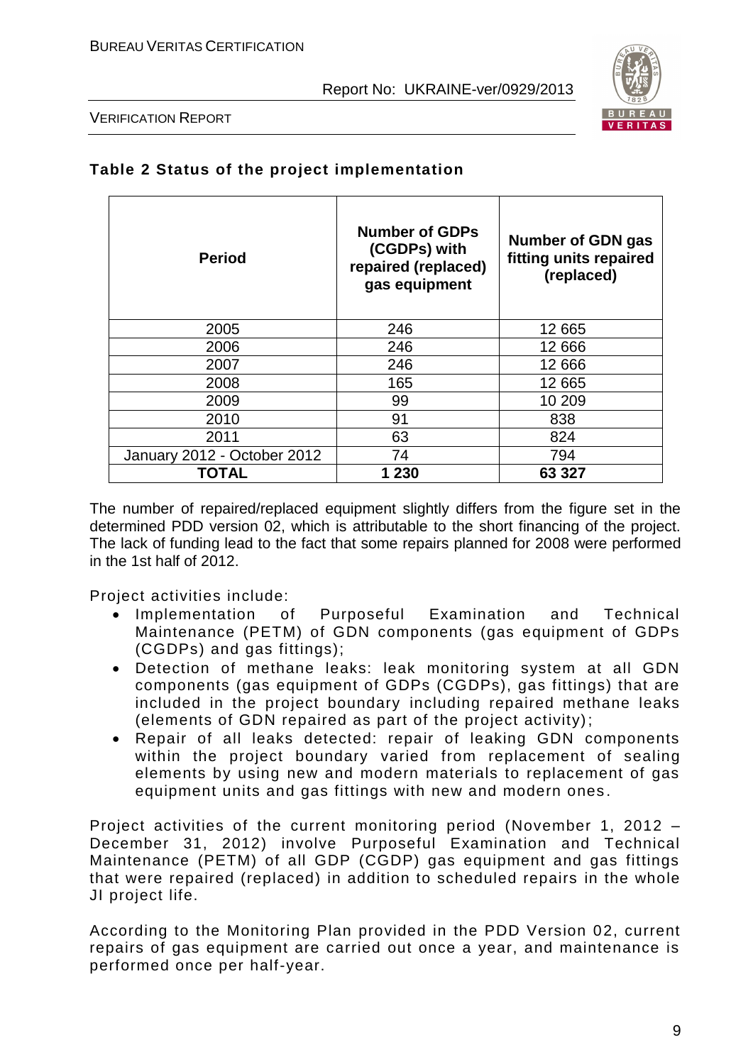**Table 2 Status of the project implementation**

| Period | Number of GDPs (CGDPs) with repaired (replaced) gas equipment | Number of GDN gas fitting units repaired (replaced) |
|---|---|---|
| 2005 | 246 | 12 665 |
| 2006 | 246 | 12 666 |
| 2007 | 246 | 12 666 |
| 2008 | 165 | 12 665 |
| 2009 | 99 | 10 209 |
| 2010 | 91 | 838 |
| 2011 | 63 | 824 |
| January 2012 - October 2012 | 74 | 794 |
| **TOTAL** | **1 230** | **63 327** |

The number of repaired/replaced equipment slightly differs from the figure set in the determined PDD version 02, which is attributable to the short financing of the project. The lack of funding lead to the fact that some repairs planned for 2008 were performed in the 1st half of 2012.

Project activities include:

- Implementation of Purposeful Examination and Technical Maintenance (PETM) of GDN components (gas equipment of GDPs (CGDPs) and gas fittings);
- Detection of methane leaks: leak monitoring system at all GDN components (gas equipment of GDPs (CGDPs), gas fittings) that are included in the project boundary including repaired methane leaks (elements of GDN repaired as part of the project activity);
- Repair of all leaks detected: repair of leaking GDN components within the project boundary varied from replacement of sealing elements by using new and modern materials to replacement of gas equipment units and gas fittings with new and modern ones.

Project activities of the current monitoring period (November 1, 2012 – December 31, 2012) involve Purposeful Examination and Technical Maintenance (PETM) of all GDP (CGDP) gas equipment and gas fittings that were repaired (replaced) in addition to scheduled repairs in the whole JI project life.

According to the Monitoring Plan provided in the PDD Version 02, current repairs of gas equipment are carried out once a year, and maintenance is performed once per half-year.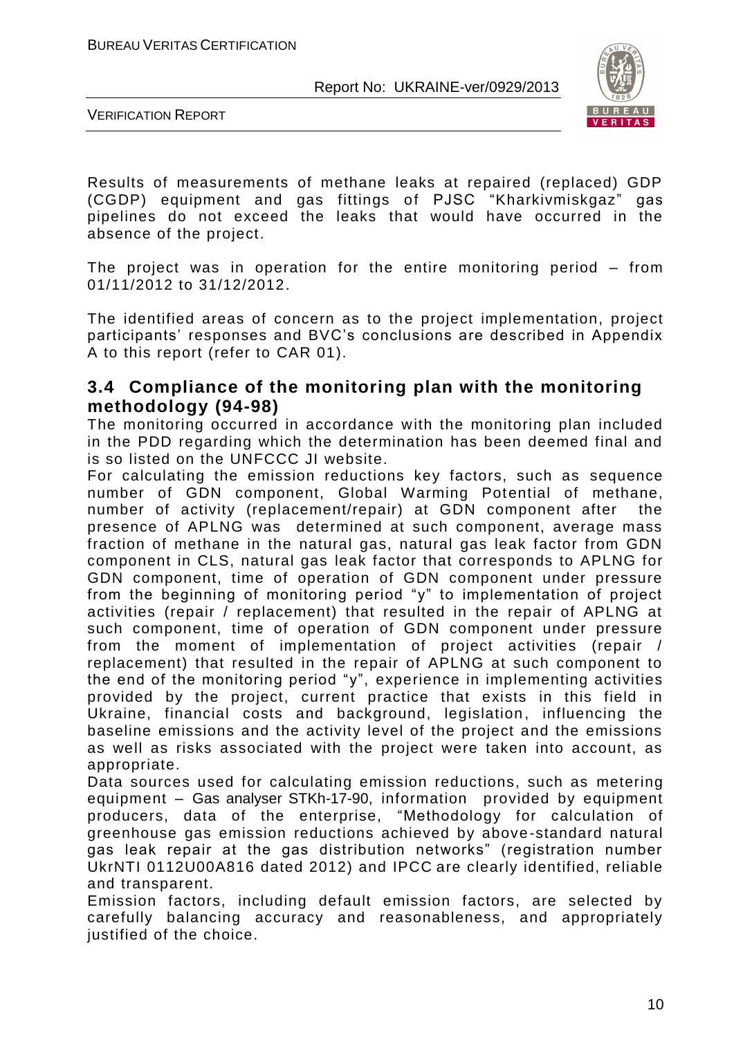Results of measurements of methane leaks at repaired (replaced) GDP (CGDP) equipment and gas fittings of PJSC "Kharkivmiskgaz" gas pipelines do not exceed the leaks that would have occurred in the absence of the project.

The project was in operation for the entire monitoring period – from 01/11/2012 to 31/12/2012.

The identified areas of concern as to the project implementation, project participants' responses and BVC's conclusions are described in Appendix A to this report (refer to CAR 01).

## 3.4 Compliance of the monitoring plan with the monitoring methodology (94-98)

The monitoring occurred in accordance with the monitoring plan included in the PDD regarding which the determination has been deemed final and is so listed on the UNFCCC JI website.

For calculating the emission reductions key factors, such as sequence number of GDN component, Global Warming Potential of methane, number of activity (replacement/repair) at GDN component after the presence of APLNG was determined at such component, average mass fraction of methane in the natural gas, natural gas leak factor from GDN component in CLS, natural gas leak factor that corresponds to APLNG for GDN component, time of operation of GDN component under pressure from the beginning of monitoring period "y" to implementation of project activities (repair / replacement) that resulted in the repair of APLNG at such component, time of operation of GDN component under pressure from the moment of implementation of project activities (repair / replacement) that resulted in the repair of APLNG at such component to the end of the monitoring period "y", experience in implementing activities provided by the project, current practice that exists in this field in Ukraine, financial costs and background, legislation, influencing the baseline emissions and the activity level of the project and the emissions as well as risks associated with the project were taken into account, as appropriate.

Data sources used for calculating emission reductions, such as metering equipment – Gas analyser STKh-17-90, information provided by equipment producers, data of the enterprise, "Methodology for calculation of greenhouse gas emission reductions achieved by above-standard natural gas leak repair at the gas distribution networks" (registration number UkrNTI 0112U00A816 dated 2012) and IPCC are clearly identified, reliable and transparent.

Emission factors, including default emission factors, are selected by carefully balancing accuracy and reasonableness, and appropriately justified of the choice.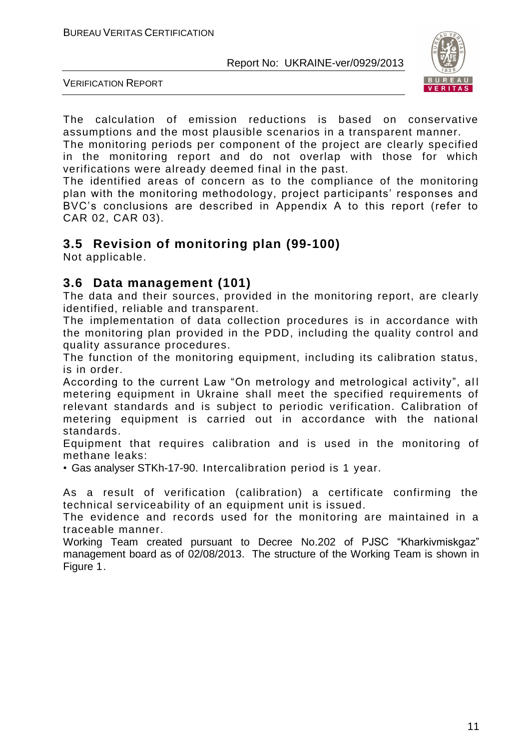The calculation of emission reductions is based on conservative assumptions and the most plausible scenarios in a transparent manner.

The monitoring periods per component of the project are clearly specified in the monitoring report and do not overlap with those for which verifications were already deemed final in the past.

The identified areas of concern as to the compliance of the monitoring plan with the monitoring methodology, project participants' responses and BVC's conclusions are described in Appendix A to this report (refer to CAR 02, CAR 03).

## 3.5 Revision of monitoring plan (99-100)

Not applicable.

## 3.6 Data management (101)

The data and their sources, provided in the monitoring report, are clearly identified, reliable and transparent.

The implementation of data collection procedures is in accordance with the monitoring plan provided in the PDD, including the quality control and quality assurance procedures.

The function of the monitoring equipment, including its calibration status, is in order.

According to the current Law "On metrology and metrological activity", all metering equipment in Ukraine shall meet the specified requirements of relevant standards and is subject to periodic verification. Calibration of metering equipment is carried out in accordance with the national standards.

Equipment that requires calibration and is used in the monitoring of methane leaks:

- Gas analyser STKh-17-90. Intercalibration period is 1 year.

As a result of verification (calibration) a certificate confirming the technical serviceability of an equipment unit is issued.

The evidence and records used for the monitoring are maintained in a traceable manner.

Working Team created pursuant to Decree No.202 of PJSC "Kharkivmiskgaz" management board as of 02/08/2013. The structure of the Working Team is shown in Figure 1.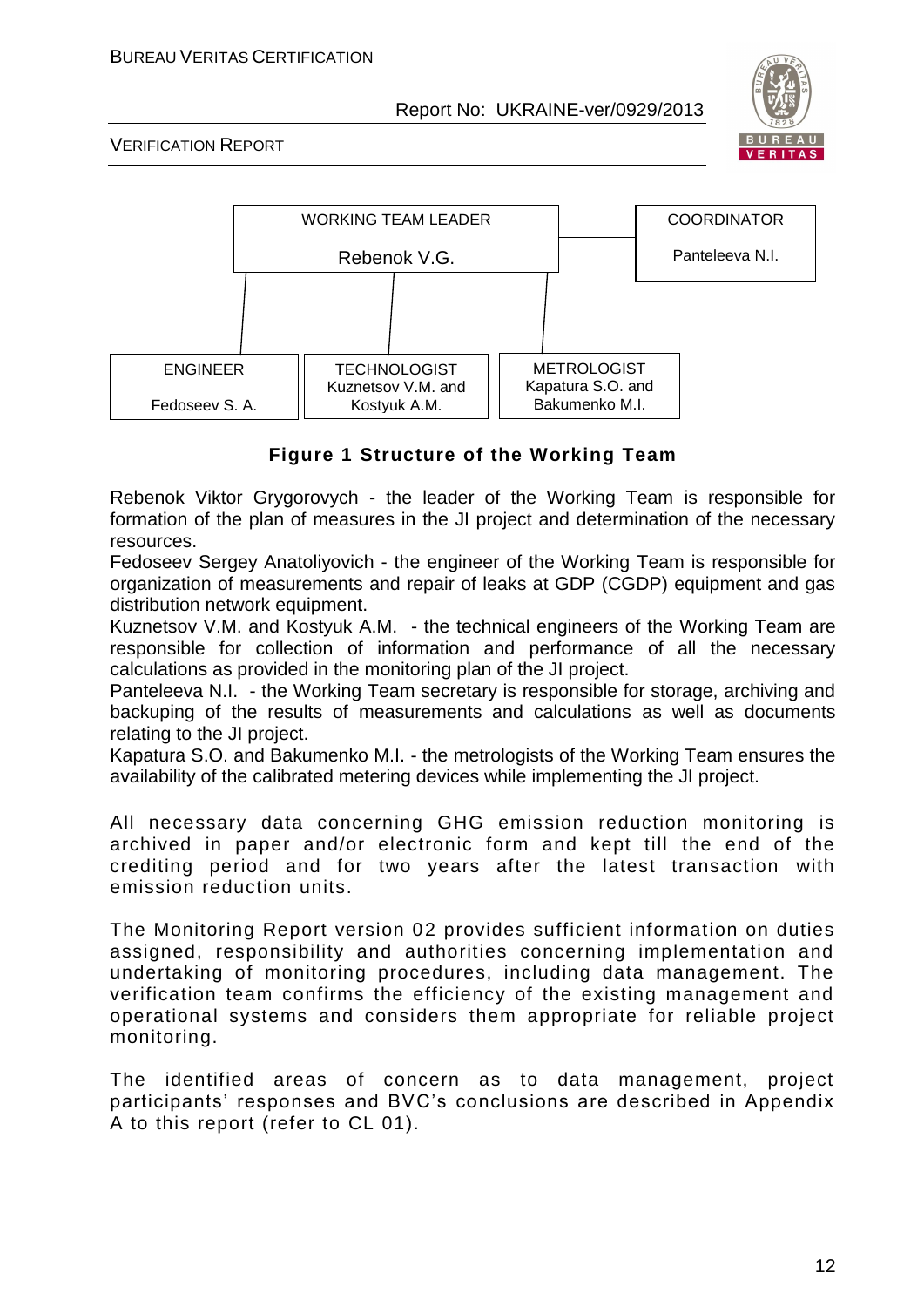WORKING TEAM LEADER
Rebenok V.G.

COORDINATOR
Panteleeva N.I.

ENGINEER
Fedoseev S. A.

TECHNOLOGIST
Kuznetsov V.M. and Kostyuk A.M.

METROLOGIST
Kapatura S.O. and Bakumenko M.I.

**Figure 1 Structure of the Working Team**

Rebenok Viktor Grygorovych - the leader of the Working Team is responsible for formation of the plan of measures in the JI project and determination of the necessary resources.
Fedoseev Sergey Anatoliyovich - the engineer of the Working Team is responsible for organization of measurements and repair of leaks at GDP (CGDP) equipment and gas distribution network equipment.
Kuznetsov V.M. and Kostyuk A.M. - the technical engineers of the Working Team are responsible for collection of information and performance of all the necessary calculations as provided in the monitoring plan of the JI project.
Panteleeva N.I. - the Working Team secretary is responsible for storage, archiving and backuping of the results of measurements and calculations as well as documents relating to the JI project.
Kapatura S.O. and Bakumenko M.I. - the metrologists of the Working Team ensures the availability of the calibrated metering devices while implementing the JI project.

All necessary data concerning GHG emission reduction monitoring is archived in paper and/or electronic form and kept till the end of the crediting period and for two years after the latest transaction with emission reduction units.

The Monitoring Report version 02 provides sufficient information on duties assigned, responsibility and authorities concerning implementation and undertaking of monitoring procedures, including data management. The verification team confirms the efficiency of the existing management and operational systems and considers them appropriate for reliable project monitoring.

The identified areas of concern as to data management, project participants' responses and BVC's conclusions are described in Appendix A to this report (refer to CL 01).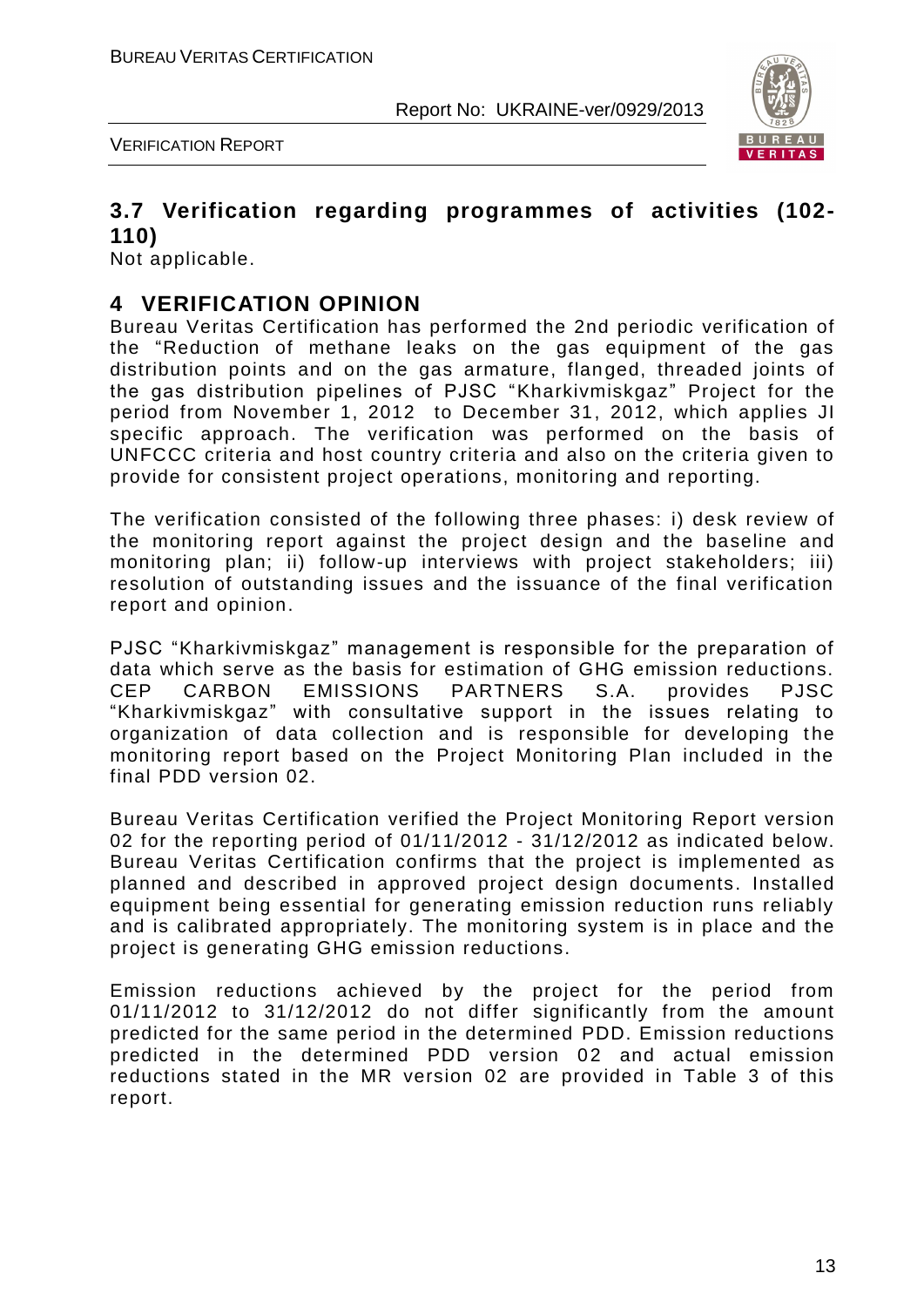## 3.7 Verification regarding programmes of activities (102-110)

Not applicable.

# 4 VERIFICATION OPINION

Bureau Veritas Certification has performed the 2nd periodic verification of the "Reduction of methane leaks on the gas equipment of the gas distribution points and on the gas armature, flanged, threaded joints of the gas distribution pipelines of PJSC "Kharkivmiskgaz" Project for the period from November 1, 2012 to December 31, 2012, which applies JI specific approach. The verification was performed on the basis of UNFCCC criteria and host country criteria and also on the criteria given to provide for consistent project operations, monitoring and reporting.

The verification consisted of the following three phases: i) desk review of the monitoring report against the project design and the baseline and monitoring plan; ii) follow-up interviews with project stakeholders; iii) resolution of outstanding issues and the issuance of the final verification report and opinion.

PJSC "Kharkivmiskgaz" management is responsible for the preparation of data which serve as the basis for estimation of GHG emission reductions. CEP CARBON EMISSIONS PARTNERS S.A. provides PJSC "Kharkivmiskgaz" with consultative support in the issues relating to organization of data collection and is responsible for developing the monitoring report based on the Project Monitoring Plan included in the final PDD version 02.

Bureau Veritas Certification verified the Project Monitoring Report version 02 for the reporting period of 01/11/2012 - 31/12/2012 as indicated below. Bureau Veritas Certification confirms that the project is implemented as planned and described in approved project design documents. Installed equipment being essential for generating emission reduction runs reliably and is calibrated appropriately. The monitoring system is in place and the project is generating GHG emission reductions.

Emission reductions achieved by the project for the period from 01/11/2012 to 31/12/2012 do not differ significantly from the amount predicted for the same period in the determined PDD. Emission reductions predicted in the determined PDD version 02 and actual emission reductions stated in the MR version 02 are provided in Table 3 of this report.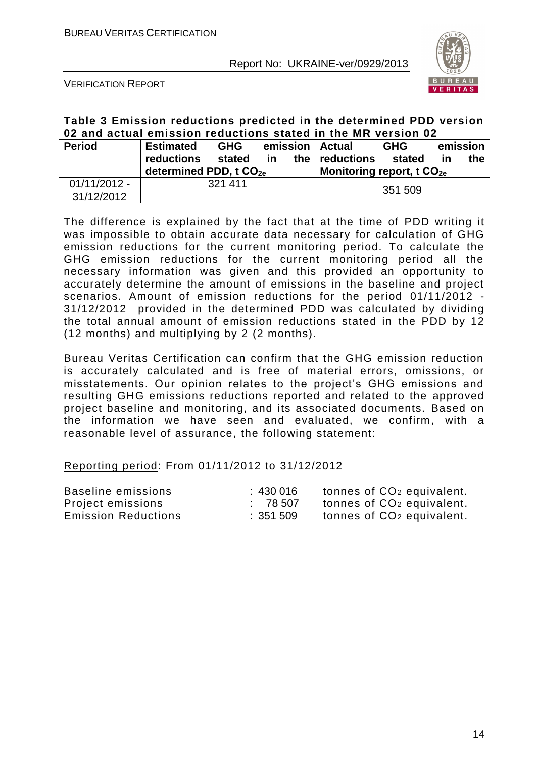**Table 3 Emission reductions predicted in the determined PDD version 02 and actual emission reductions stated in the MR version 02**

| Period | Estimated GHG emission reductions stated in the determined PDD, t $CO_{2e}$ | Actual GHG emission reductions stated in the Monitoring report, t $CO_{2e}$ |
|---|---|---|
| 01/11/2012 - 31/12/2012 | 321 411 | 351 509 |

The difference is explained by the fact that at the time of PDD writing it was impossible to obtain accurate data necessary for calculation of GHG emission reductions for the current monitoring period. To calculate the GHG emission reductions for the current monitoring period all the necessary information was given and this provided an opportunity to accurately determine the amount of emissions in the baseline and project scenarios. Amount of emission reductions for the period 01/11/2012 - 31/12/2012 provided in the determined PDD was calculated by dividing the total annual amount of emission reductions stated in the PDD by 12 (12 months) and multiplying by 2 (2 months).

Bureau Veritas Certification can confirm that the GHG emission reduction is accurately calculated and is free of material errors, omissions, or misstatements. Our opinion relates to the project's GHG emissions and resulting GHG emissions reductions reported and related to the approved project baseline and monitoring, and its associated documents. Based on the information we have seen and evaluated, we confirm, with a reasonable level of assurance, the following statement:

Reporting period: From 01/11/2012 to 31/12/2012

| | | |
|---|---|---|
| Baseline emissions | : 430 016 | tonnes of $CO_2$ equivalent. |
| Project emissions | : 78 507 | tonnes of $CO_2$ equivalent. |
| Emission Reductions | : 351 509 | tonnes of $CO_2$ equivalent. |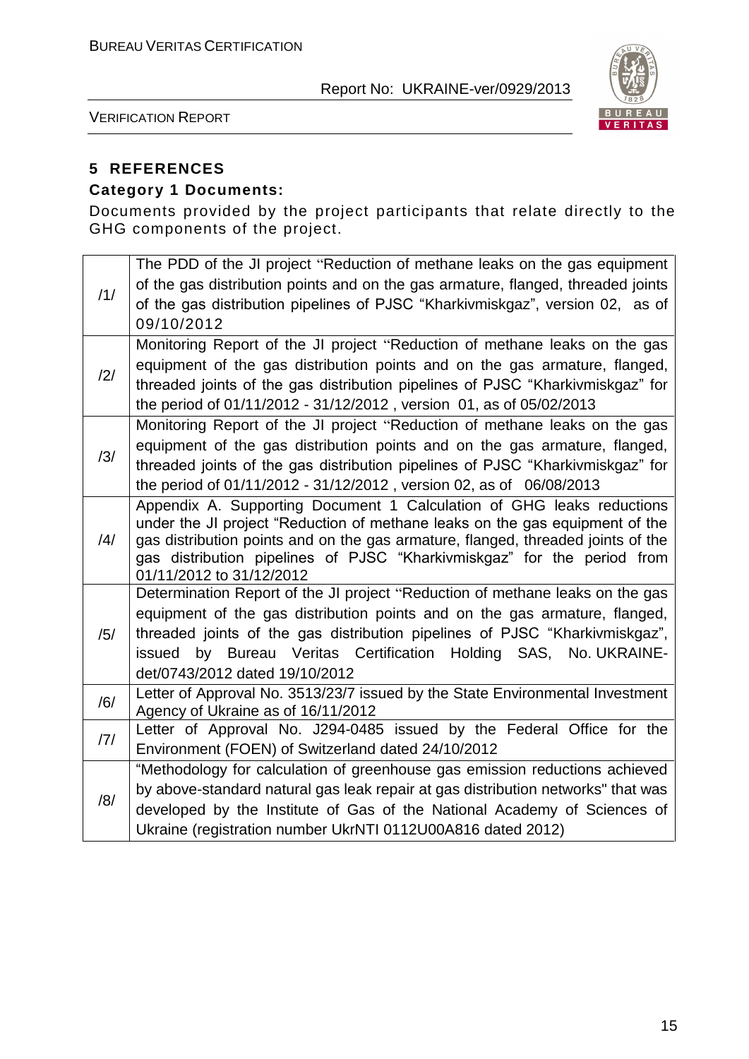## 5 REFERENCES

### Category 1 Documents:

Documents provided by the project participants that relate directly to the GHG components of the project.

| | |
|---|---|
| /1/ | The PDD of the JI project "Reduction of methane leaks on the gas equipment of the gas distribution points and on the gas armature, flanged, threaded joints of the gas distribution pipelines of PJSC "Kharkivmiskgaz", version 02, as of 09/10/2012 |
| /2/ | Monitoring Report of the JI project "Reduction of methane leaks on the gas equipment of the gas distribution points and on the gas armature, flanged, threaded joints of the gas distribution pipelines of PJSC "Kharkivmiskgaz" for the period of 01/11/2012 - 31/12/2012 , version 01, as of 05/02/2013 |
| /3/ | Monitoring Report of the JI project "Reduction of methane leaks on the gas equipment of the gas distribution points and on the gas armature, flanged, threaded joints of the gas distribution pipelines of PJSC "Kharkivmiskgaz" for the period of 01/11/2012 - 31/12/2012 , version 02, as of 06/08/2013 |
| /4/ | Appendix A. Supporting Document 1 Calculation of GHG leaks reductions under the JI project "Reduction of methane leaks on the gas equipment of the gas distribution points and on the gas armature, flanged, threaded joints of the gas distribution pipelines of PJSC "Kharkivmiskgaz" for the period from 01/11/2012 to 31/12/2012 |
| /5/ | Determination Report of the JI project "Reduction of methane leaks on the gas equipment of the gas distribution points and on the gas armature, flanged, threaded joints of the gas distribution pipelines of PJSC "Kharkivmiskgaz", issued by Bureau Veritas Certification Holding SAS, No. UKRAINE-det/0743/2012 dated 19/10/2012 |
| /6/ | Letter of Approval No. 3513/23/7 issued by the State Environmental Investment Agency of Ukraine as of 16/11/2012 |
| /7/ | Letter of Approval No. J294-0485 issued by the Federal Office for the Environment (FOEN) of Switzerland dated 24/10/2012 |
| /8/ | "Methodology for calculation of greenhouse gas emission reductions achieved by above-standard natural gas leak repair at gas distribution networks" that was developed by the Institute of Gas of the National Academy of Sciences of Ukraine (registration number UkrNTI 0112U00A816 dated 2012) |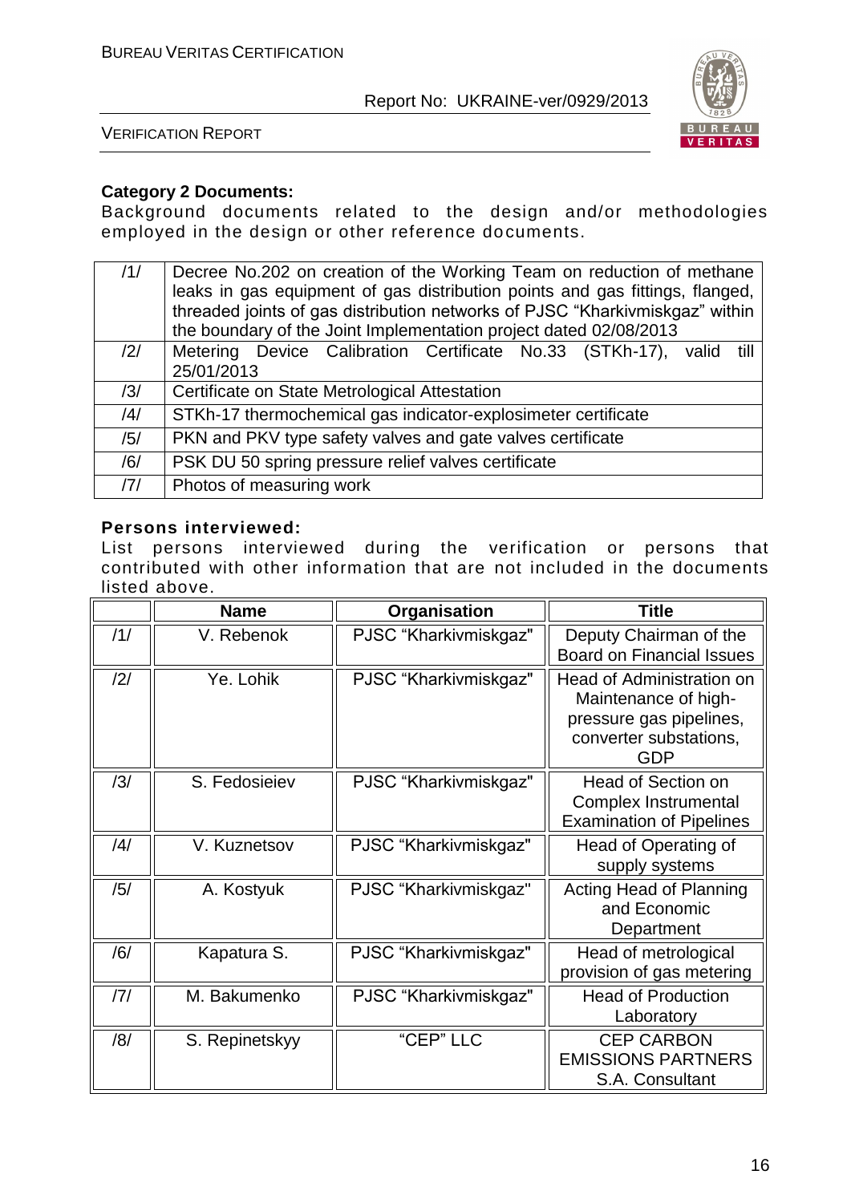**Category 2 Documents:**

Background documents related to the design and/or methodologies employed in the design or other reference documents.

| | |
|---|---|
| /1/ | Decree No.202 on creation of the Working Team on reduction of methane leaks in gas equipment of gas distribution points and gas fittings, flanged, threaded joints of gas distribution networks of PJSC "Kharkivmiskgaz" within the boundary of the Joint Implementation project dated 02/08/2013 |
| /2/ | Metering Device Calibration Certificate No.33 (STKh-17), valid till 25/01/2013 |
| /3/ | Certificate on State Metrological Attestation |
| /4/ | STKh-17 thermochemical gas indicator-explosimeter certificate |
| /5/ | PKN and PKV type safety valves and gate valves certificate |
| /6/ | PSK DU 50 spring pressure relief valves certificate |
| /7/ | Photos of measuring work |

**Persons interviewed:**

List persons interviewed during the verification or persons that contributed with other information that are not included in the documents listed above.

| | Name | Organisation | Title |
|---|---|---|---|
| /1/ | V. Rebenok | PJSC "Kharkivmiskgaz" | Deputy Chairman of the Board on Financial Issues |
| /2/ | Ye. Lohik | PJSC "Kharkivmiskgaz" | Head of Administration on Maintenance of high-pressure gas pipelines, converter substations, GDP |
| /3/ | S. Fedosieiev | PJSC "Kharkivmiskgaz" | Head of Section on Complex Instrumental Examination of Pipelines |
| /4/ | V. Kuznetsov | PJSC "Kharkivmiskgaz" | Head of Operating of supply systems |
| /5/ | A. Kostyuk | PJSC "Kharkivmiskgaz" | Acting Head of Planning and Economic Department |
| /6/ | Kapatura S. | PJSC "Kharkivmiskgaz" | Head of metrological provision of gas metering |
| /7/ | M. Bakumenko | PJSC "Kharkivmiskgaz" | Head of Production Laboratory |
| /8/ | S. Repinetskyy | "CEP" LLC | CEP CARBON EMISSIONS PARTNERS S.A. Consultant |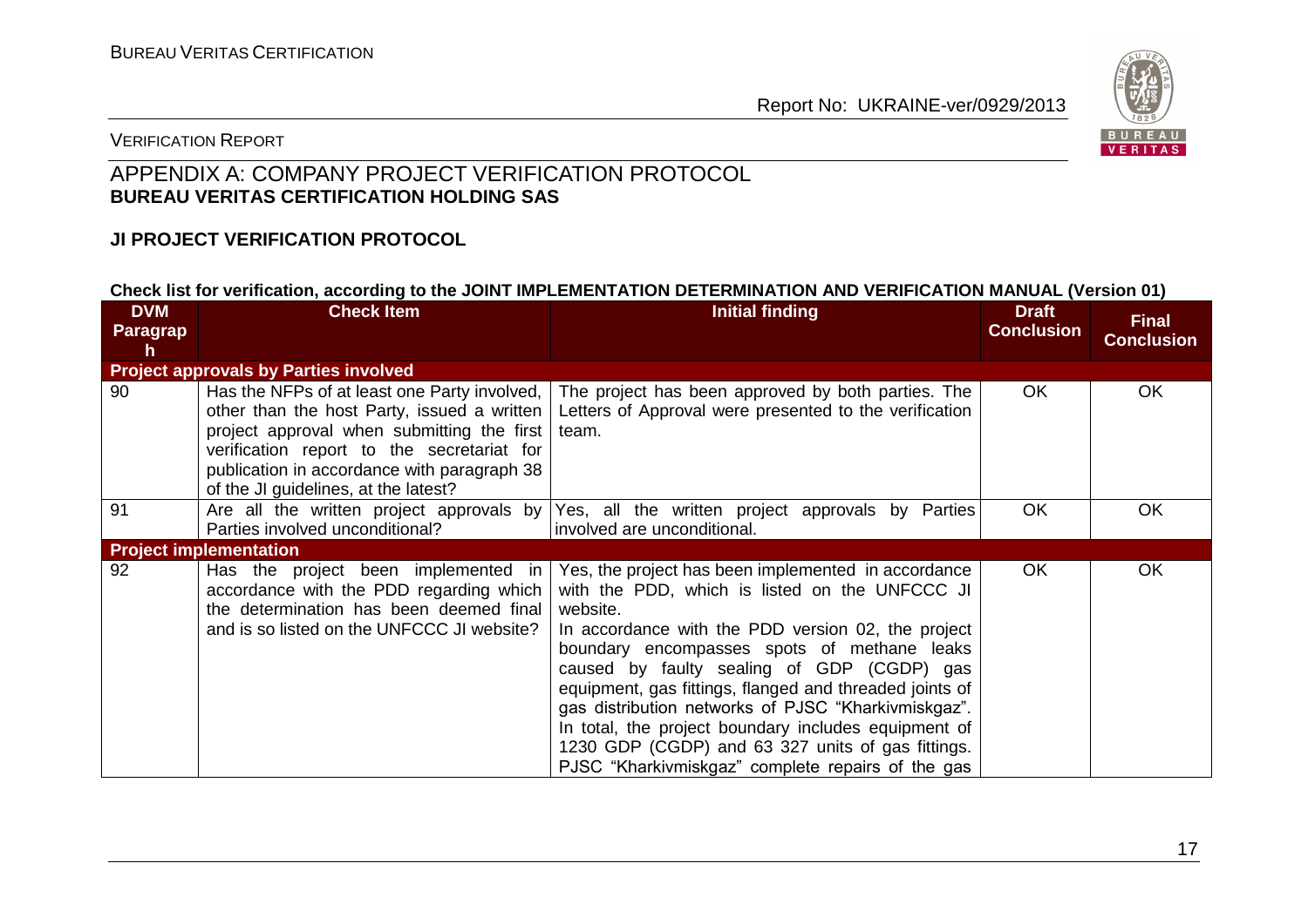## APPENDIX A: COMPANY PROJECT VERIFICATION PROTOCOL
**BUREAU VERITAS CERTIFICATION HOLDING SAS**

**JI PROJECT VERIFICATION PROTOCOL**

**Check list for verification, according to the JOINT IMPLEMENTATION DETERMINATION AND VERIFICATION MANUAL (Version 01)**

| DVM Paragraph | Check Item | Initial finding | Draft Conclusion | Final Conclusion |
|---|---|---|---|---|
| **Project approvals by Parties involved** | | | | |
| 90 | Has the NFPs of at least one Party involved, other than the host Party, issued a written project approval when submitting the first verification report to the secretariat for publication in accordance with paragraph 38 of the JI guidelines, at the latest? | The project has been approved by both parties. The Letters of Approval were presented to the verification team. | OK | OK |
| 91 | Are all the written project approvals by Parties involved unconditional? | Yes, all the written project approvals by Parties involved are unconditional. | OK | OK |
| **Project implementation** | | | | |
| 92 | Has the project been implemented in accordance with the PDD regarding which the determination has been deemed final and is so listed on the UNFCCC JI website? | Yes, the project has been implemented in accordance with the PDD, which is listed on the UNFCCC JI website.<br>In accordance with the PDD version 02, the project boundary encompasses spots of methane leaks caused by faulty sealing of GDP (CGDP) gas equipment, gas fittings, flanged and threaded joints of gas distribution networks of PJSC "Kharkivmiskgaz". In total, the project boundary includes equipment of 1230 GDP (CGDP) and 63 327 units of gas fittings. PJSC "Kharkivmiskgaz" complete repairs of the gas | OK | OK |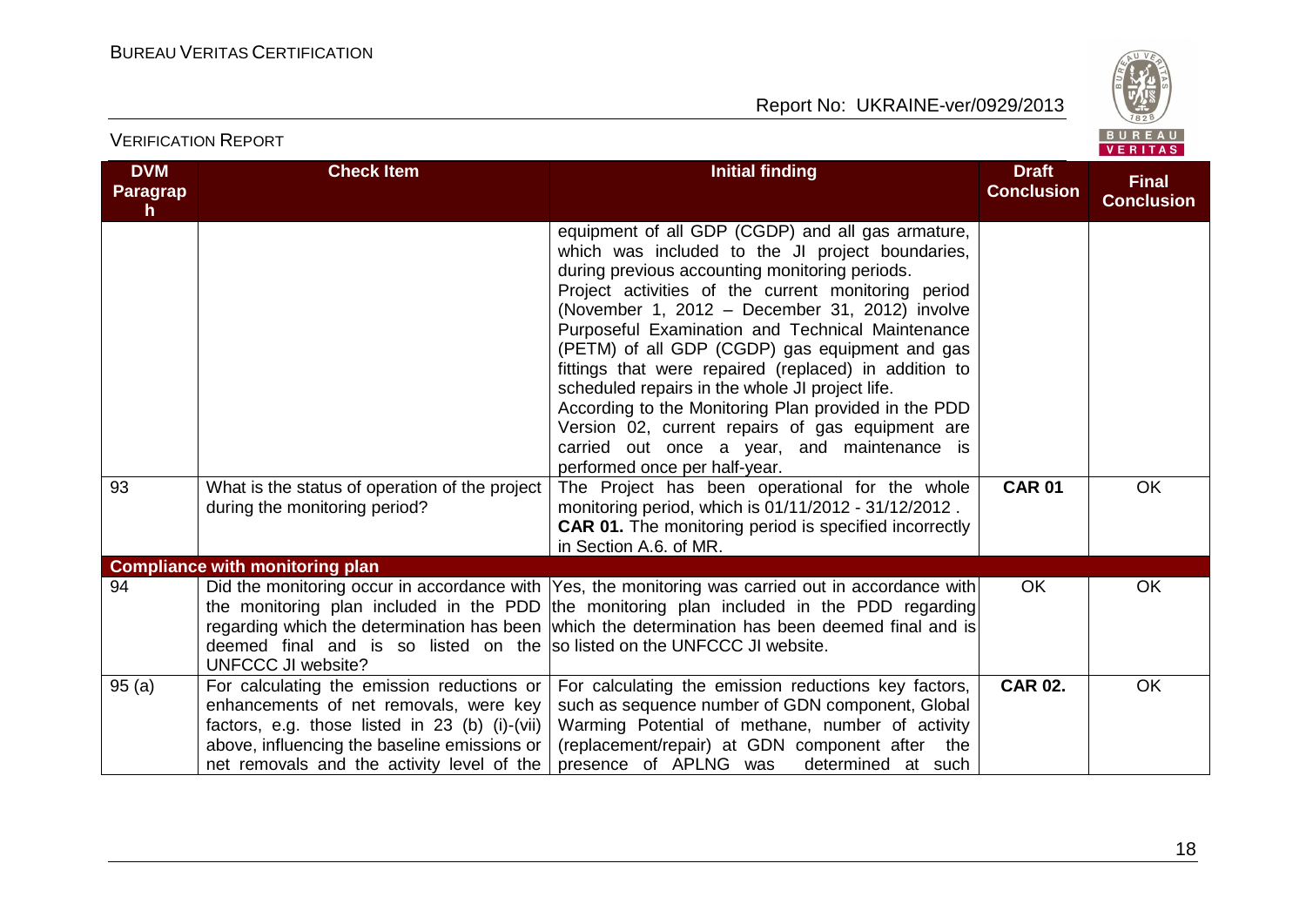| DVM Paragraph | Check Item | Initial finding | Draft Conclusion | Final Conclusion |
|---|---|---|---|---|
| | | equipment of all GDP (CGDP) and all gas armature, which was included to the JI project boundaries, during previous accounting monitoring periods. Project activities of the current monitoring period (November 1, 2012 – December 31, 2012) involve Purposeful Examination and Technical Maintenance (PETM) of all GDP (CGDP) gas equipment and gas fittings that were repaired (replaced) in addition to scheduled repairs in the whole JI project life. According to the Monitoring Plan provided in the PDD Version 02, current repairs of gas equipment are carried out once a year, and maintenance is performed once per half-year. | | |
| 93 | What is the status of operation of the project during the monitoring period? | The Project has been operational for the whole monitoring period, which is 01/11/2012 - 31/12/2012 . **CAR 01.** The monitoring period is specified incorrectly in Section A.6. of MR. | **CAR 01** | OK |
| **Compliance with monitoring plan** | | | | |
| 94 | Did the monitoring occur in accordance with the monitoring plan included in the PDD regarding which the determination has been deemed final and is so listed on the UNFCCC JI website? | Yes, the monitoring was carried out in accordance with the monitoring plan included in the PDD regarding which the determination has been deemed final and is so listed on the UNFCCC JI website. | OK | OK |
| 95 (a) | For calculating the emission reductions or enhancements of net removals, were key factors, e.g. those listed in 23 (b) (i)-(vii) above, influencing the baseline emissions or net removals and the activity level of the | For calculating the emission reductions key factors, such as sequence number of GDN component, Global Warming Potential of methane, number of activity (replacement/repair) at GDN component after the presence of APLNG was determined at such | **CAR 02.** | OK |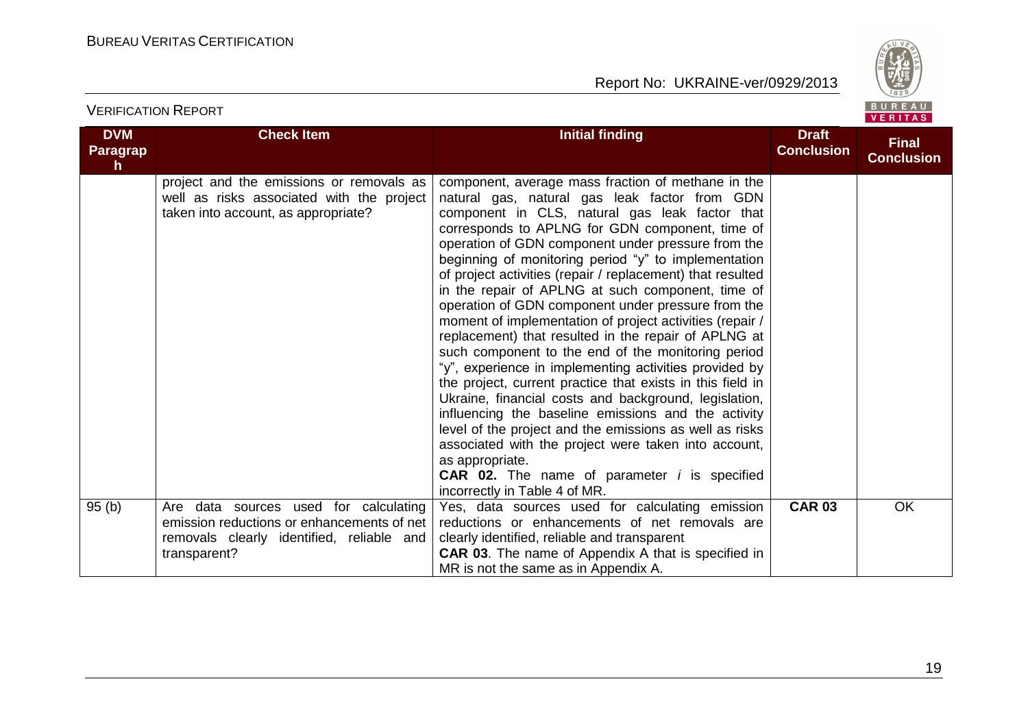| DVM Paragraph | Check Item | Initial finding | Draft Conclusion | Final Conclusion |
|---|---|---|---|---|
| | project and the emissions or removals as well as risks associated with the project taken into account, as appropriate? | component, average mass fraction of methane in the natural gas, natural gas leak factor from GDN component in CLS, natural gas leak factor that corresponds to APLNG for GDN component, time of operation of GDN component under pressure from the beginning of monitoring period "y" to implementation of project activities (repair / replacement) that resulted in the repair of APLNG at such component, time of operation of GDN component under pressure from the moment of implementation of project activities (repair / replacement) that resulted in the repair of APLNG at such component to the end of the monitoring period "y", experience in implementing activities provided by the project, current practice that exists in this field in Ukraine, financial costs and background, legislation, influencing the baseline emissions and the activity level of the project and the emissions as well as risks associated with the project were taken into account, as appropriate.<br>**CAR 02.** The name of parameter *i* is specified incorrectly in Table 4 of MR. | | |
| 95 (b) | Are data sources used for calculating emission reductions or enhancements of net removals clearly identified, reliable and transparent? | Yes, data sources used for calculating emission reductions or enhancements of net removals are clearly identified, reliable and transparent<br>**CAR 03**. The name of Appendix A that is specified in MR is not the same as in Appendix A. | **CAR 03** | OK |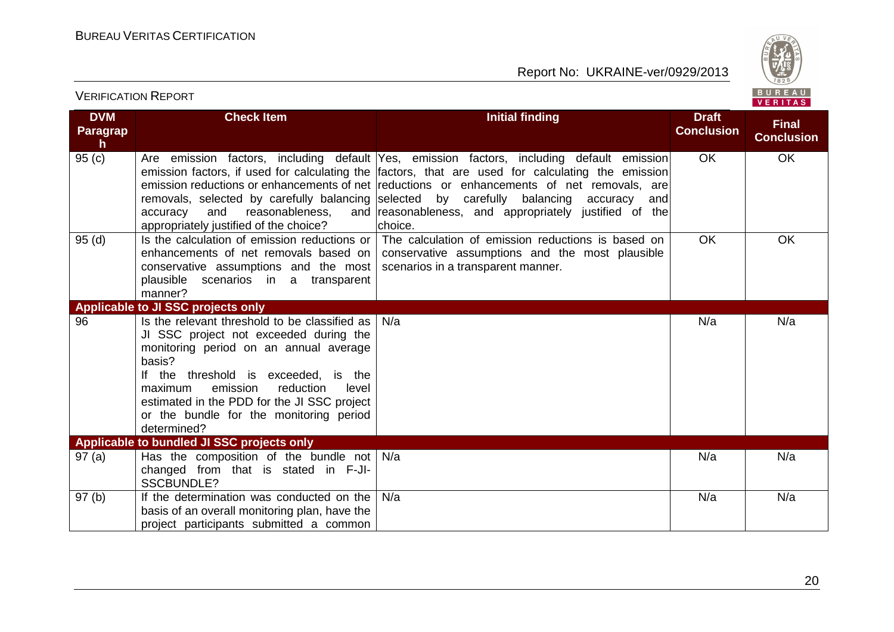| DVM Paragraph | Check Item | Initial finding | Draft Conclusion | Final Conclusion |
|---|---|---|---|---|
| 95 (c) | Are emission factors, including default emission factors, if used for calculating the emission reductions or enhancements of net removals, selected by carefully balancing accuracy and reasonableness, and appropriately justified of the choice? | Yes, emission factors, including default emission factors, that are used for calculating the emission reductions or enhancements of net removals, are selected by carefully balancing accuracy and reasonableness, and appropriately justified of the choice. | OK | OK |
| 95 (d) | Is the calculation of emission reductions or enhancements of net removals based on conservative assumptions and the most plausible scenarios in a transparent manner? | The calculation of emission reductions is based on conservative assumptions and the most plausible scenarios in a transparent manner. | OK | OK |
| **Applicable to JI SSC projects only** | | | | |
| 96 | Is the relevant threshold to be classified as JI SSC project not exceeded during the monitoring period on an annual average basis?<br>If the threshold is exceeded, is the maximum emission reduction level estimated in the PDD for the JI SSC project or the bundle for the monitoring period determined? | N/a | N/a | N/a |
| **Applicable to bundled JI SSC projects only** | | | | |
| 97 (a) | Has the composition of the bundle not changed from that is stated in F-JI-SSCBUNDLE? | N/a | N/a | N/a |
| 97 (b) | If the determination was conducted on the basis of an overall monitoring plan, have the project participants submitted a common | N/a | N/a | N/a |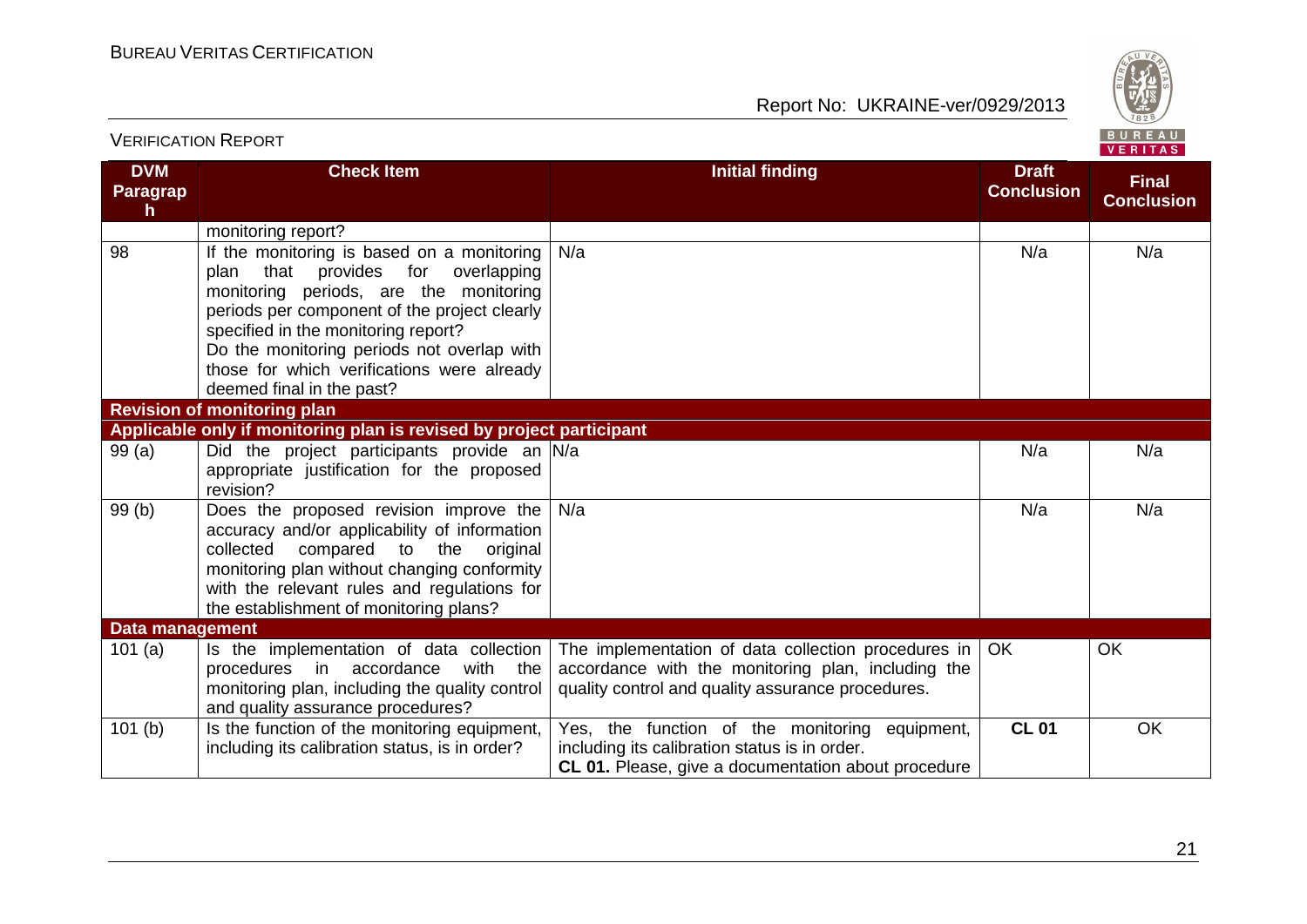| DVM Paragraph | Check Item | Initial finding | Draft Conclusion | Final Conclusion |
|---|---|---|---|---|
| | monitoring report? | | | |
| 98 | If the monitoring is based on a monitoring plan that provides for overlapping monitoring periods, are the monitoring periods per component of the project clearly specified in the monitoring report? Do the monitoring periods not overlap with those for which verifications were already deemed final in the past? | N/a | N/a | N/a |
| **Revision of monitoring plan** | | | | |
| **Applicable only if monitoring plan is revised by project participant** | | | | |
| 99 (a) | Did the project participants provide an appropriate justification for the proposed revision? | N/a | N/a | N/a |
| 99 (b) | Does the proposed revision improve the accuracy and/or applicability of information collected compared to the original monitoring plan without changing conformity with the relevant rules and regulations for the establishment of monitoring plans? | N/a | N/a | N/a |
| **Data management** | | | | |
| 101 (a) | Is the implementation of data collection procedures in accordance with the monitoring plan, including the quality control and quality assurance procedures? | The implementation of data collection procedures in accordance with the monitoring plan, including the quality control and quality assurance procedures. | OK | OK |
| 101 (b) | Is the function of the monitoring equipment, including its calibration status, is in order? | Yes, the function of the monitoring equipment, including its calibration status is in order.<br>**CL 01.** Please, give a documentation about procedure | **CL 01** | OK |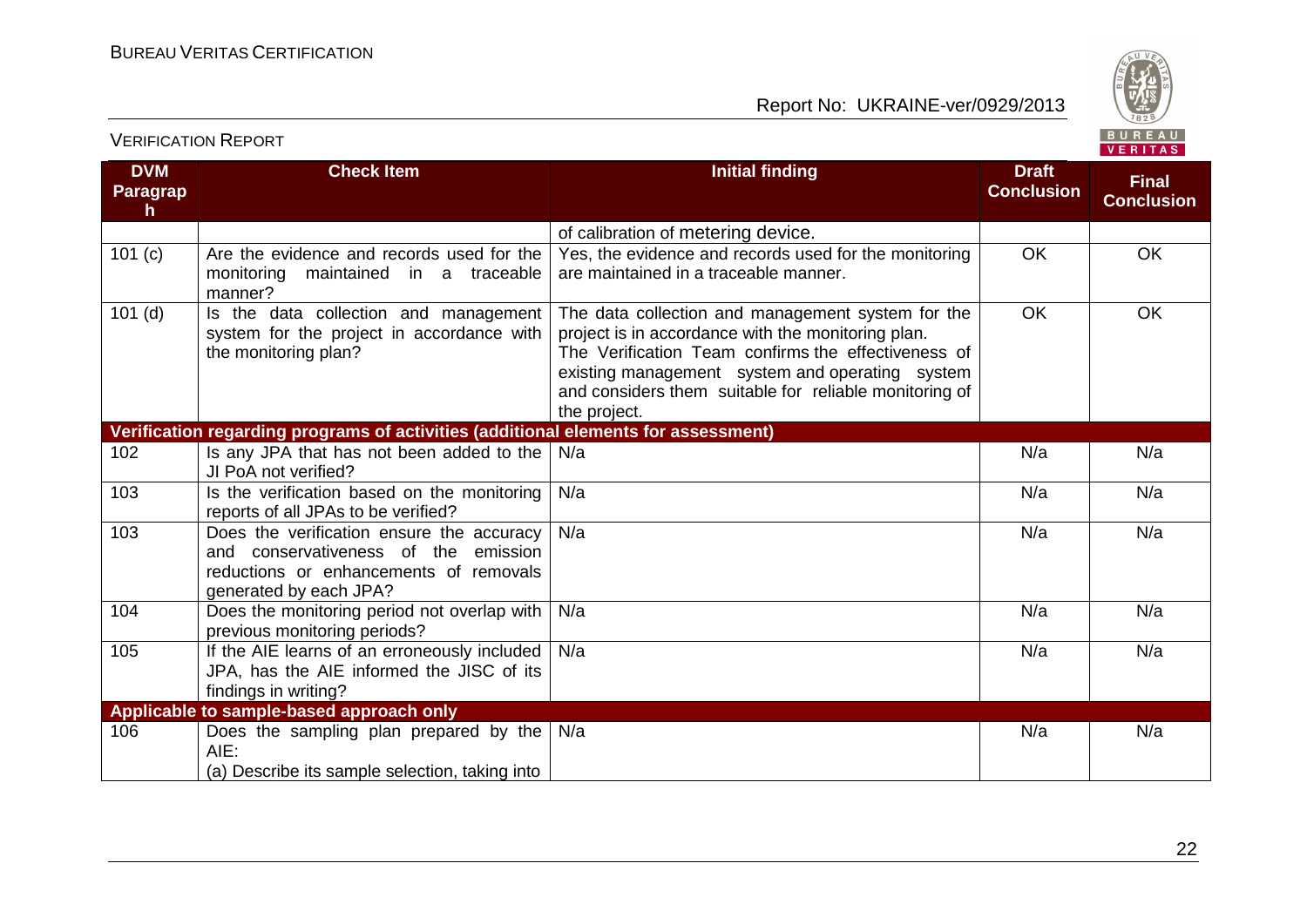| DVM Paragraph | Check Item | Initial finding | Draft Conclusion | Final Conclusion |
|---|---|---|---|---|
| | | of calibration of metering device. | | |
| 101 (c) | Are the evidence and records used for the monitoring maintained in a traceable manner? | Yes, the evidence and records used for the monitoring are maintained in a traceable manner. | OK | OK |
| 101 (d) | Is the data collection and management system for the project in accordance with the monitoring plan? | The data collection and management system for the project is in accordance with the monitoring plan. The Verification Team confirms the effectiveness of existing management system and operating system and considers them suitable for reliable monitoring of the project. | OK | OK |
| **Verification regarding programs of activities (additional elements for assessment)** | | | | |
| 102 | Is any JPA that has not been added to the JI PoA not verified? | N/a | N/a | N/a |
| 103 | Is the verification based on the monitoring reports of all JPAs to be verified? | N/a | N/a | N/a |
| 103 | Does the verification ensure the accuracy and conservativeness of the emission reductions or enhancements of removals generated by each JPA? | N/a | N/a | N/a |
| 104 | Does the monitoring period not overlap with previous monitoring periods? | N/a | N/a | N/a |
| 105 | If the AIE learns of an erroneously included JPA, has the AIE informed the JISC of its findings in writing? | N/a | N/a | N/a |
| **Applicable to sample-based approach only** | | | | |
| 106 | Does the sampling plan prepared by the AIE:<br>(a) Describe its sample selection, taking into | N/a | N/a | N/a |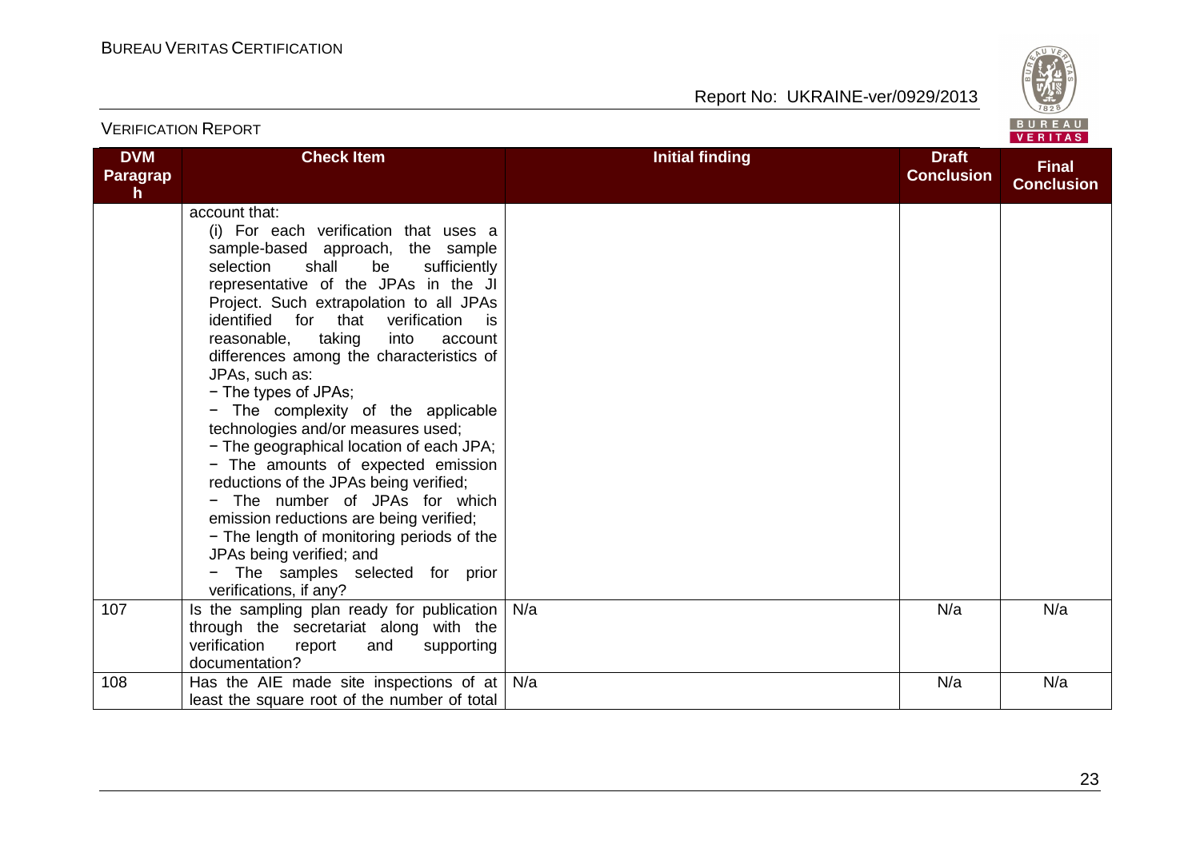| DVM Paragraph | Check Item | Initial finding | Draft Conclusion | Final Conclusion |
|---|---|---|---|---|
| | account that:<br>(i) For each verification that uses a sample-based approach, the sample selection shall be sufficiently representative of the JPAs in the JI Project. Such extrapolation to all JPAs identified for that verification is reasonable, taking into account differences among the characteristics of JPAs, such as:<br>− The types of JPAs;<br>− The complexity of the applicable technologies and/or measures used;<br>− The geographical location of each JPA;<br>− The amounts of expected emission reductions of the JPAs being verified;<br>− The number of JPAs for which emission reductions are being verified;<br>− The length of monitoring periods of the JPAs being verified; and<br>− The samples selected for prior verifications, if any? | | | |
| 107 | Is the sampling plan ready for publication through the secretariat along with the verification report and supporting documentation? | N/a | N/a | N/a |
| 108 | Has the AIE made site inspections of at least the square root of the number of total | N/a | N/a | N/a |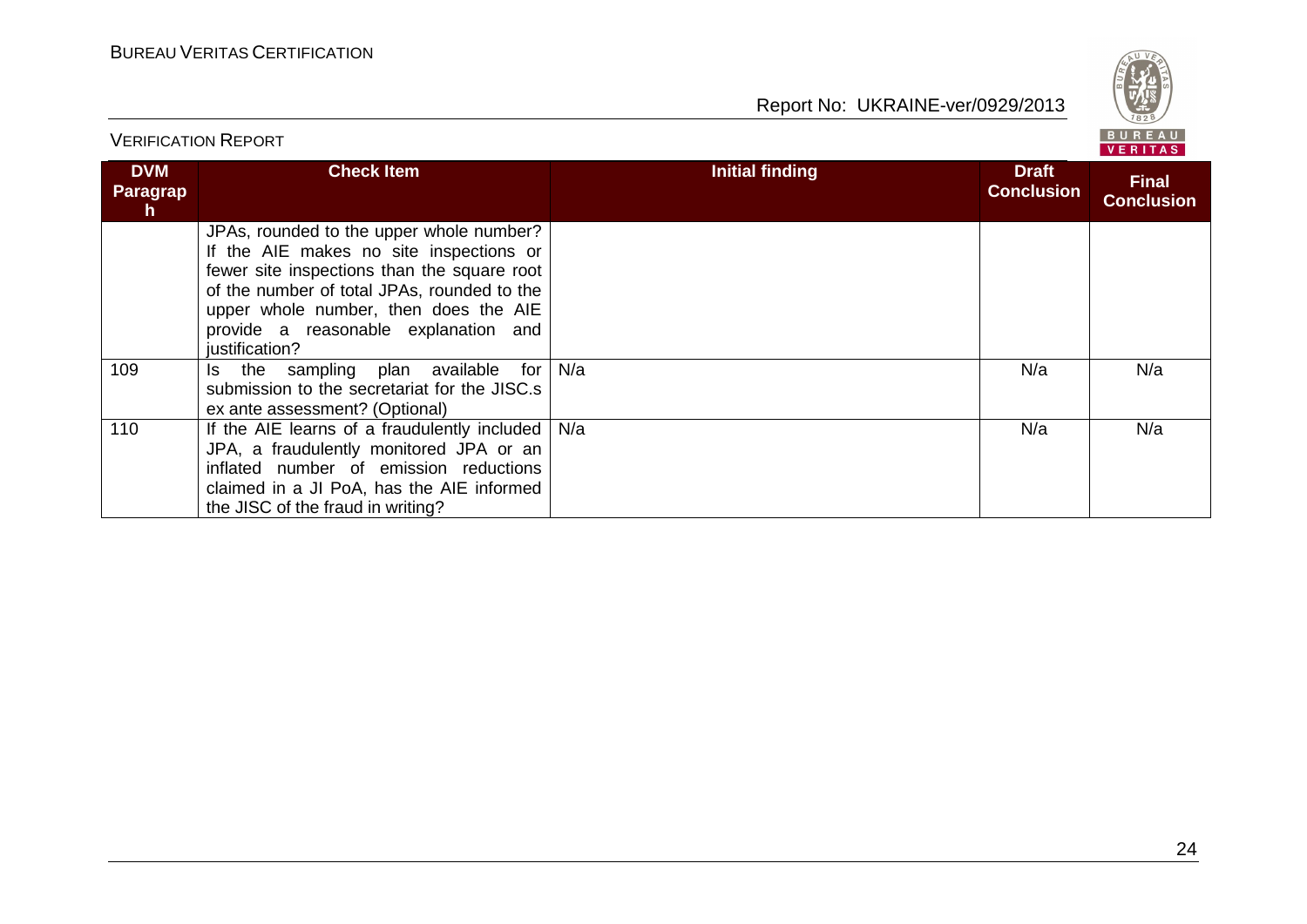| DVM Paragraph | Check Item | Initial finding | Draft Conclusion | Final Conclusion |
|---|---|---|---|---|
| | JPAs, rounded to the upper whole number? If the AIE makes no site inspections or fewer site inspections than the square root of the number of total JPAs, rounded to the upper whole number, then does the AIE provide a reasonable explanation and justification? | | | |
| 109 | Is the sampling plan available for submission to the secretariat for the JISC.s ex ante assessment? (Optional) | N/a | N/a | N/a |
| 110 | If the AIE learns of a fraudulently included JPA, a fraudulently monitored JPA or an inflated number of emission reductions claimed in a JI PoA, has the AIE informed the JISC of the fraud in writing? | N/a | N/a | N/a |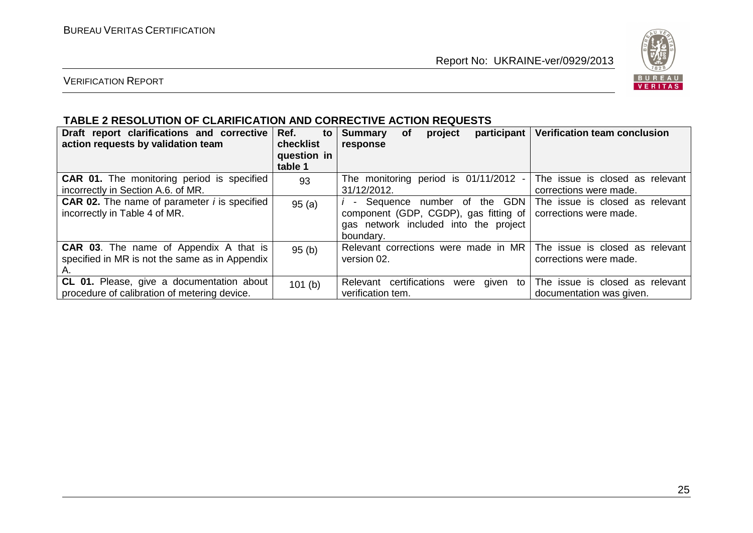**TABLE 2 RESOLUTION OF CLARIFICATION AND CORRECTIVE ACTION REQUESTS**

| Draft report clarifications and corrective action requests by validation team | Ref. to checklist question in table 1 | Summary of project participant response | Verification team conclusion |
|---|---|---|---|
| **CAR 01.** The monitoring period is specified incorrectly in Section A.6. of MR. | 93 | The monitoring period is 01/11/2012 - 31/12/2012. | The issue is closed as relevant corrections were made. |
| **CAR 02.** The name of parameter *i* is specified incorrectly in Table 4 of MR. | 95 (a) | *i* - Sequence number of the GDN component (GDP, CGDP), gas fitting of gas network included into the project boundary. | The issue is closed as relevant corrections were made. |
| **CAR 03**. The name of Appendix A that is specified in MR is not the same as in Appendix A. | 95 (b) | Relevant corrections were made in MR version 02. | The issue is closed as relevant corrections were made. |
| **CL 01.** Please, give a documentation about procedure of calibration of metering device. | 101 (b) | Relevant certifications were given to verification tem. | The issue is closed as relevant documentation was given. |